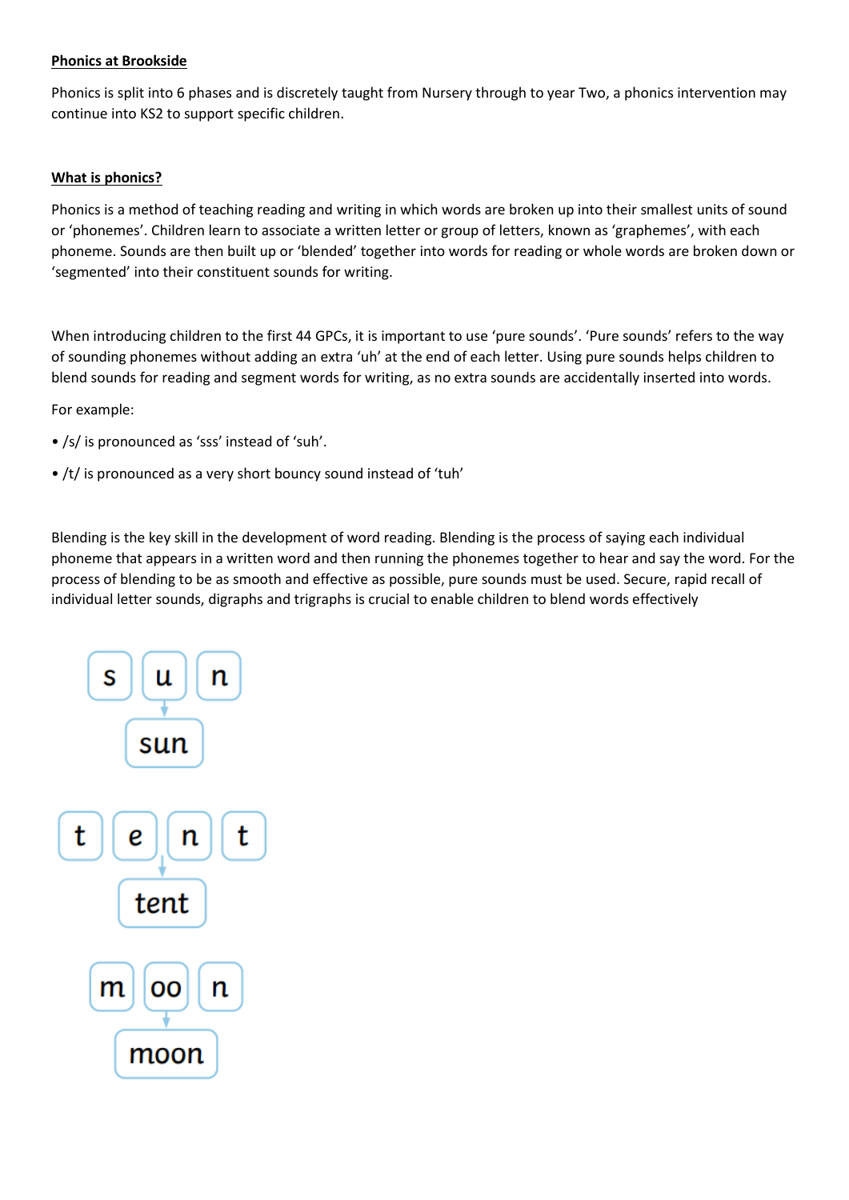**Phonics at Brookside**

Phonics is split into 6 phases and is discretely taught from Nursery through to year Two, a phonics intervention may continue into KS2 to support specific children.

**What is phonics?**

Phonics is a method of teaching reading and writing in which words are broken up into their smallest units of sound or 'phonemes'. Children learn to associate a written letter or group of letters, known as 'graphemes', with each phoneme. Sounds are then built up or 'blended' together into words for reading or whole words are broken down or 'segmented' into their constituent sounds for writing.

When introducing children to the first 44 GPCs, it is important to use 'pure sounds'. 'Pure sounds' refers to the way of sounding phonemes without adding an extra 'uh' at the end of each letter. Using pure sounds helps children to blend sounds for reading and segment words for writing, as no extra sounds are accidentally inserted into words.

For example:

- /s/ is pronounced as 'sss' instead of 'suh'.
- /t/ is pronounced as a very short bouncy sound instead of 'tuh'

Blending is the key skill in the development of word reading. Blending is the process of saying each individual phoneme that appears in a written word and then running the phonemes together to hear and say the word. For the process of blending to be as smooth and effective as possible, pure sounds must be used. Secure, rapid recall of individual letter sounds, digraphs and trigraphs is crucial to enable children to blend words effectively

s u n → sun

t e n t → tent

m oo n → moon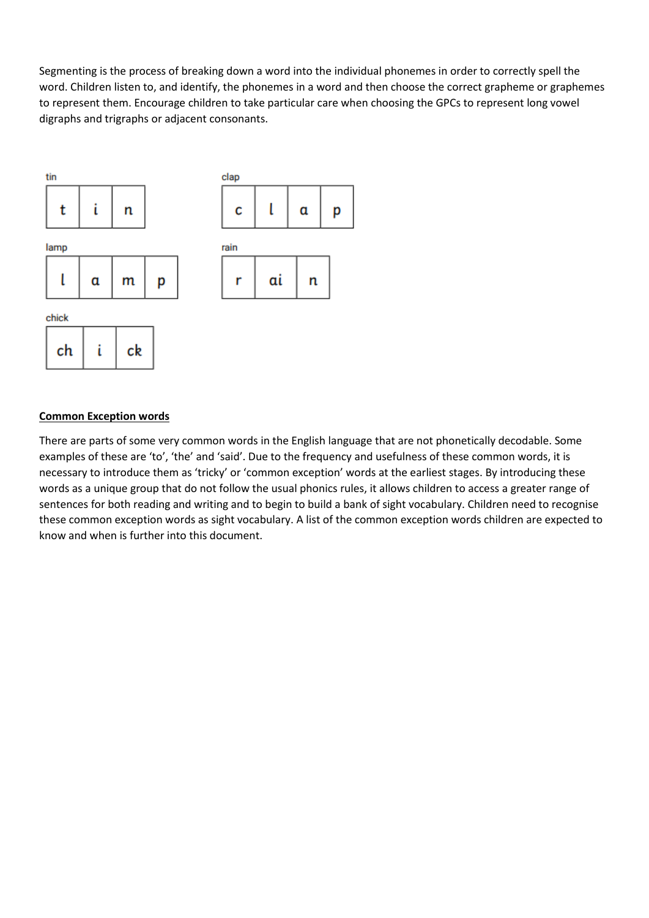Segmenting is the process of breaking down a word into the individual phonemes in order to correctly spell the word. Children listen to, and identify, the phonemes in a word and then choose the correct grapheme or graphemes to represent them. Encourage children to take particular care when choosing the GPCs to represent long vowel digraphs and trigraphs or adjacent consonants.

tin

| t | i | n |
|---|---|---|

clap

| c | l | a | p |
|---|---|---|---|

lamp

| l | a | m | p |
|---|---|---|---|

rain

| r | ai | n |
|---|---|---|

chick

| ch | i | ck |
|---|---|---|

**Common Exception words**

There are parts of some very common words in the English language that are not phonetically decodable. Some examples of these are 'to', 'the' and 'said'. Due to the frequency and usefulness of these common words, it is necessary to introduce them as 'tricky' or 'common exception' words at the earliest stages. By introducing these words as a unique group that do not follow the usual phonics rules, it allows children to access a greater range of sentences for both reading and writing and to begin to build a bank of sight vocabulary. Children need to recognise these common exception words as sight vocabulary. A list of the common exception words children are expected to know and when is further into this document.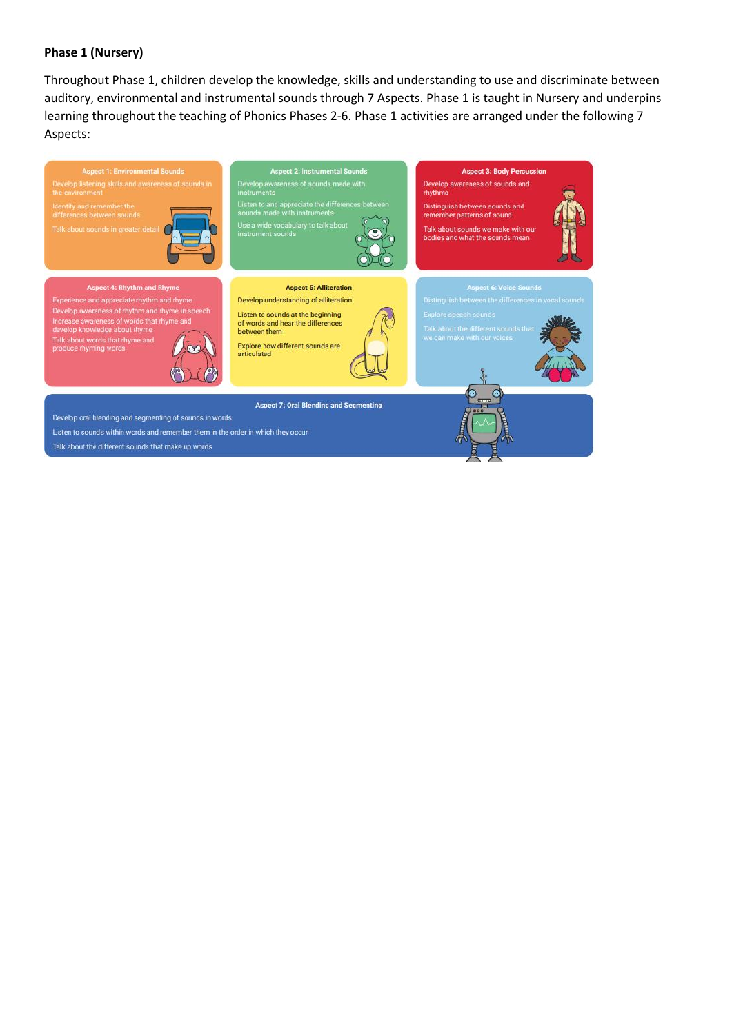**Phase 1 (Nursery)**

Throughout Phase 1, children develop the knowledge, skills and understanding to use and discriminate between auditory, environmental and instrumental sounds through 7 Aspects. Phase 1 is taught in Nursery and underpins learning throughout the teaching of Phonics Phases 2-6. Phase 1 activities are arranged under the following 7 Aspects:

**Aspect 1: Environmental Sounds**

Develop listening skills and awareness of sounds in the environment

Identify and remember the differences between sounds

Talk about sounds in greater detail

**Aspect 2: Instrumental Sounds**

Develop awareness of sounds made with instruments

Listen to and appreciate the differences between sounds made with instruments

Use a wide vocabulary to talk about instrument sounds

**Aspect 3: Body Percussion**

Develop awareness of sounds and rhythms

Distinguish between sounds and remember patterns of sound

Talk about sounds we make with our bodies and what the sounds mean

**Aspect 4: Rhythm and Rhyme**

Experience and appreciate rhythm and rhyme

Develop awareness of rhythm and rhyme in speech

Increase awareness of words that rhyme and develop knowledge about rhyme

Talk about words that rhyme and produce rhyming words

**Aspect 5: Alliteration**

Develop understanding of alliteration

Listen to sounds at the beginning of words and hear the differences between them

Explore how different sounds are articulated

**Aspect 6: Voice Sounds**

Distinguish between the differences in vocal sounds

Explore speech sounds

Talk about the different sounds that we can make with our voices

**Aspect 7: Oral Blending and Segmenting**

Develop oral blending and segmenting of sounds in words

Listen to sounds within words and remember them in the order in which they occur

Talk about the different sounds that make up words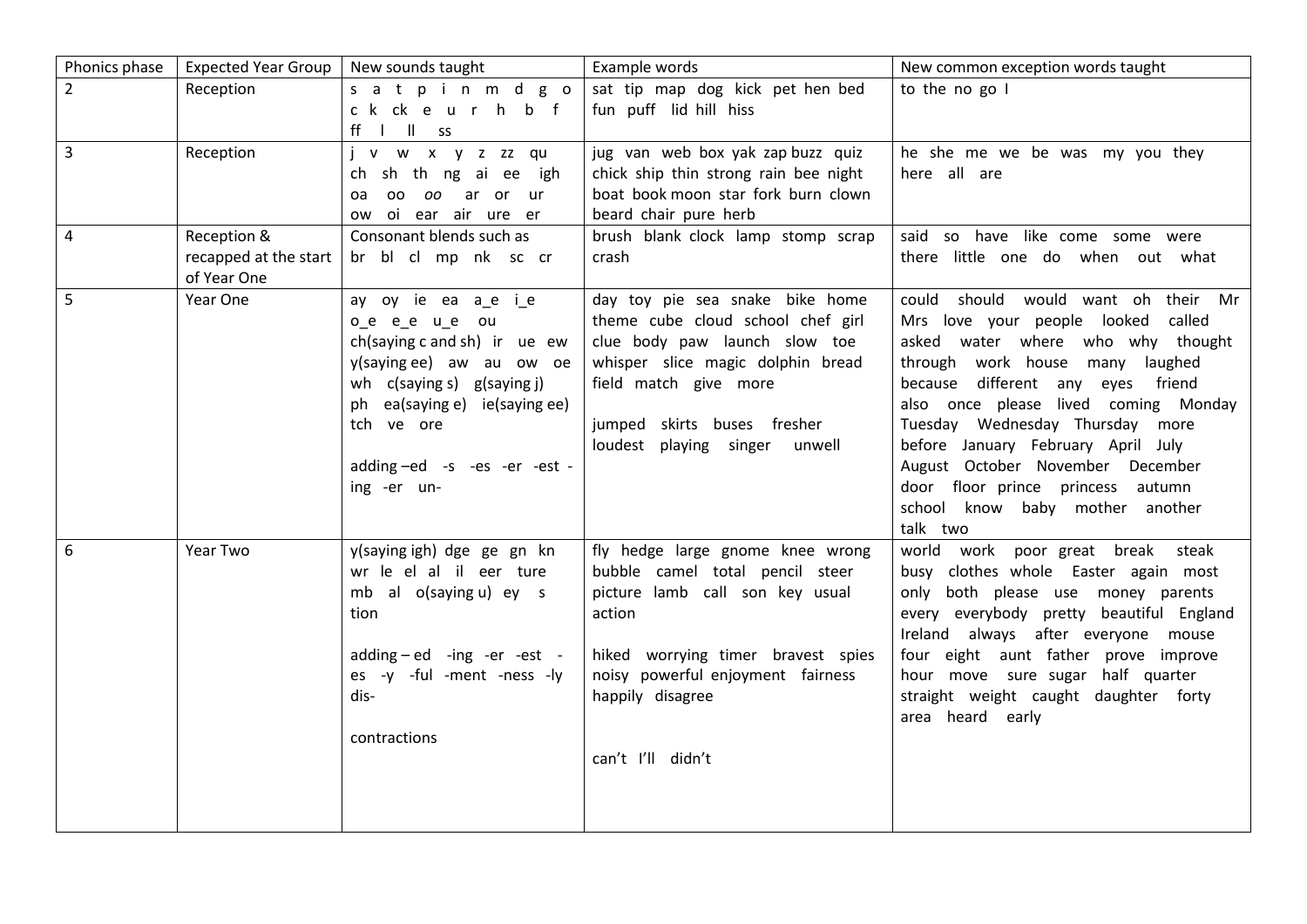| Phonics phase | Expected Year Group | New sounds taught | Example words | New common exception words taught |
| --- | --- | --- | --- | --- |
| 2 | Reception | s a t p i n m d g o c k ck e u r h b f ff l ll ss | sat tip map dog kick pet hen bed fun puff lid hill hiss | to the no go I |
| 3 | Reception | j v w x y z zz qu ch sh th ng ai ee igh oa oo *oo* ar or ur ow oi ear air ure er | jug van web box yak zap buzz quiz chick ship thin strong rain bee night boat book moon star fork burn clown beard chair pure herb | he she me we be was my you they here all are |
| 4 | Reception & recapped at the start of Year One | Consonant blends such as br bl cl mp nk sc cr | brush blank clock lamp stomp scrap crash | said so have like come some were there little one do when out what |
| 5 | Year One | ay oy ie ea a_e i_e o_e e_e u_e ou ch(saying c and sh) ir ue ew y(saying ee) aw au ow oe wh c(saying s) g(saying j) ph ea(saying e) ie(saying ee) tch ve ore<br><br>adding –ed -s -es -er -est -ing -er un- | day toy pie sea snake bike home theme cube cloud school chef girl clue body paw launch slow toe whisper slice magic dolphin bread field match give more<br><br>jumped skirts buses fresher loudest playing singer unwell | could should would want oh their Mr Mrs love your people looked called asked water where who why thought through work house many laughed because different any eyes friend also once please lived coming Monday Tuesday Wednesday Thursday more before January February April July August October November December door floor prince princess autumn school know baby mother another talk two |
| 6 | Year Two | y(saying igh) dge ge gn kn wr le el al il eer ture mb al o(saying u) ey s tion<br><br>adding – ed -ing -er -est -es -y -ful -ment -ness -ly dis-<br><br>contractions | fly hedge large gnome knee wrong bubble camel total pencil steer picture lamb call son key usual action<br><br>hiked worrying timer bravest spies noisy powerful enjoyment fairness happily disagree<br><br>can't I'll didn't | world work poor great break steak busy clothes whole Easter again most only both please use money parents every everybody pretty beautiful England Ireland always after everyone mouse four eight aunt father prove improve hour move sure sugar half quarter straight weight caught daughter forty area heard early |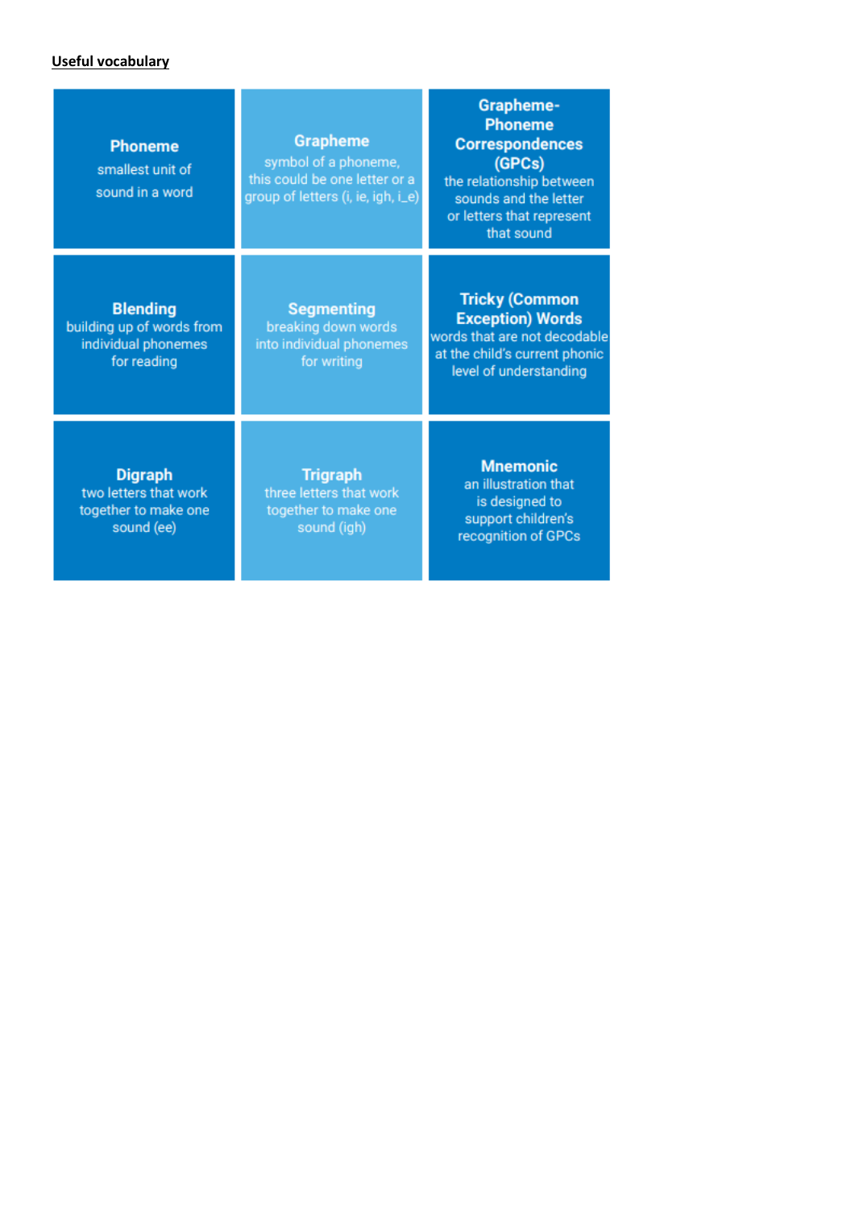**Useful vocabulary**

| | | |
|---|---|---|
| **Phoneme** smallest unit of sound in a word | **Grapheme** symbol of a phoneme, this could be one letter or a group of letters (i, ie, igh, i_e) | **Grapheme-Phoneme Correspondences (GPCs)** the relationship between sounds and the letter or letters that represent that sound |
| **Blending** building up of words from individual phonemes for reading | **Segmenting** breaking down words into individual phonemes for writing | **Tricky (Common Exception) Words** words that are not decodable at the child's current phonic level of understanding |
| **Digraph** two letters that work together to make one sound (ee) | **Trigraph** three letters that work together to make one sound (igh) | **Mnemonic** an illustration that is designed to support children's recognition of GPCs |